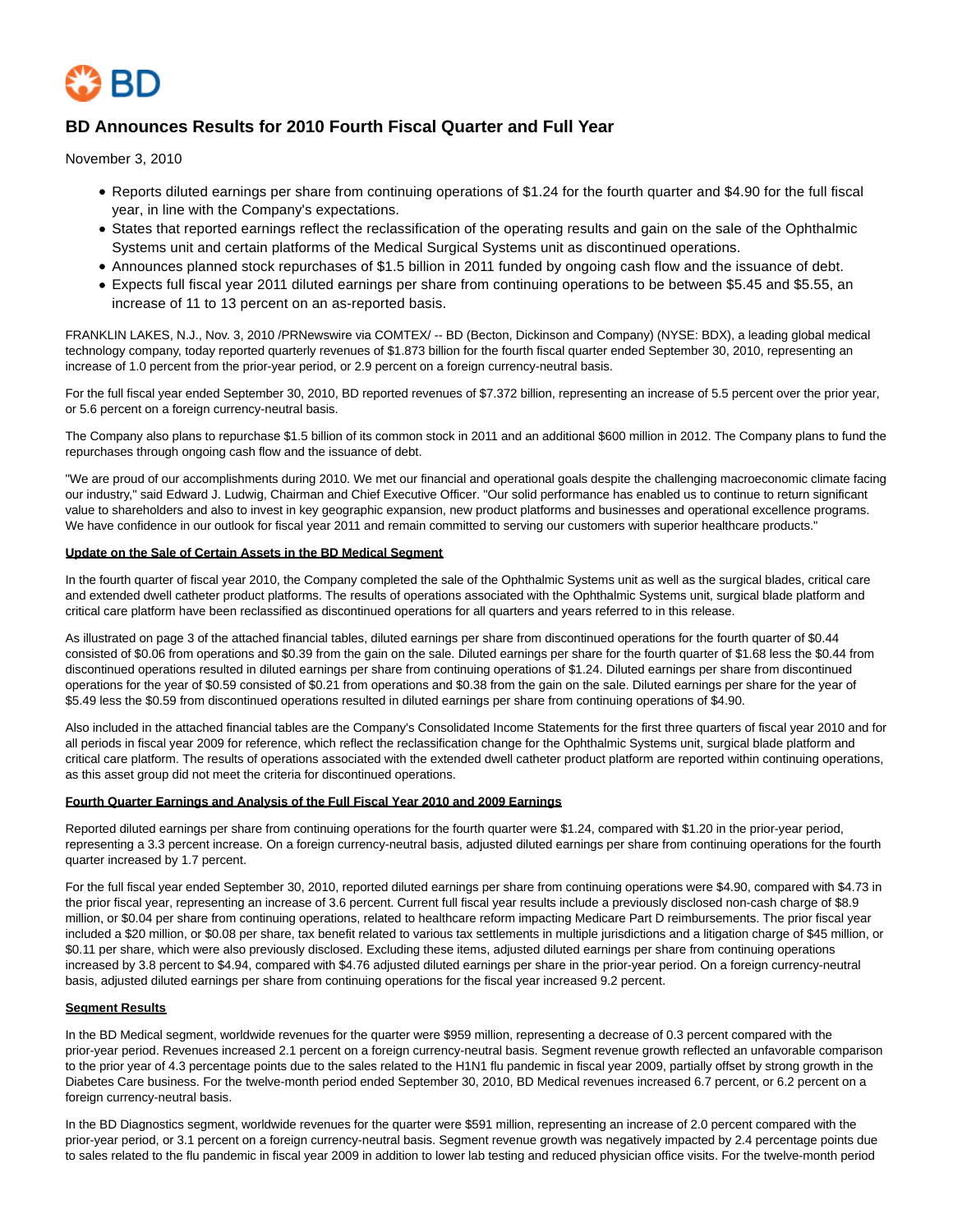# BD Announces Results for 2010 Fourth Fiscal Quarter and Full Year

November 3, 2010

- Reports diluted earnings per share from continuing operations of $1.24 for the fourth quarter and $4.90 for the full fiscal year, in line with the Company's expectations.
- States that reported earnings reflect the reclassification of the operating results and gain on the sale of the Ophthalmic Systems unit and certain platforms of the Medical Surgical Systems unit as discontinued operations.
- Announces planned stock repurchases of $1.5 billion in 2011 funded by ongoing cash flow and the issuance of debt.
- Expects full fiscal year 2011 diluted earnings per share from continuing operations to be between $5.45 and $5.55, an increase of 11 to 13 percent on an as-reported basis.

FRANKLIN LAKES, N.J., Nov. 3, 2010 /PRNewswire via COMTEX/ -- BD (Becton, Dickinson and Company) (NYSE: BDX), a leading global medical technology company, today reported quarterly revenues of $1.873 billion for the fourth fiscal quarter ended September 30, 2010, representing an increase of 1.0 percent from the prior-year period, or 2.9 percent on a foreign currency-neutral basis.

For the full fiscal year ended September 30, 2010, BD reported revenues of $7.372 billion, representing an increase of 5.5 percent over the prior year, or 5.6 percent on a foreign currency-neutral basis.

The Company also plans to repurchase $1.5 billion of its common stock in 2011 and an additional $600 million in 2012. The Company plans to fund the repurchases through ongoing cash flow and the issuance of debt.

"We are proud of our accomplishments during 2010. We met our financial and operational goals despite the challenging macroeconomic climate facing our industry," said Edward J. Ludwig, Chairman and Chief Executive Officer. "Our solid performance has enabled us to continue to return significant value to shareholders and also to invest in key geographic expansion, new product platforms and businesses and operational excellence programs. We have confidence in our outlook for fiscal year 2011 and remain committed to serving our customers with superior healthcare products."

**Update on the Sale of Certain Assets in the BD Medical Segment**

In the fourth quarter of fiscal year 2010, the Company completed the sale of the Ophthalmic Systems unit as well as the surgical blades, critical care and extended dwell catheter product platforms. The results of operations associated with the Ophthalmic Systems unit, surgical blade platform and critical care platform have been reclassified as discontinued operations for all quarters and years referred to in this release.

As illustrated on page 3 of the attached financial tables, diluted earnings per share from discontinued operations for the fourth quarter of $0.44 consisted of $0.06 from operations and $0.39 from the gain on the sale. Diluted earnings per share for the fourth quarter of $1.68 less the $0.44 from discontinued operations resulted in diluted earnings per share from continuing operations of $1.24. Diluted earnings per share from discontinued operations for the year of $0.59 consisted of $0.21 from operations and $0.38 from the gain on the sale. Diluted earnings per share for the year of $5.49 less the $0.59 from discontinued operations resulted in diluted earnings per share from continuing operations of $4.90.

Also included in the attached financial tables are the Company's Consolidated Income Statements for the first three quarters of fiscal year 2010 and for all periods in fiscal year 2009 for reference, which reflect the reclassification change for the Ophthalmic Systems unit, surgical blade platform and critical care platform. The results of operations associated with the extended dwell catheter product platform are reported within continuing operations, as this asset group did not meet the criteria for discontinued operations.

**Fourth Quarter Earnings and Analysis of the Full Fiscal Year 2010 and 2009 Earnings**

Reported diluted earnings per share from continuing operations for the fourth quarter were $1.24, compared with $1.20 in the prior-year period, representing a 3.3 percent increase. On a foreign currency-neutral basis, adjusted diluted earnings per share from continuing operations for the fourth quarter increased by 1.7 percent.

For the full fiscal year ended September 30, 2010, reported diluted earnings per share from continuing operations were $4.90, compared with $4.73 in the prior fiscal year, representing an increase of 3.6 percent. Current full fiscal year results include a previously disclosed non-cash charge of $8.9 million, or $0.04 per share from continuing operations, related to healthcare reform impacting Medicare Part D reimbursements. The prior fiscal year included a $20 million, or $0.08 per share, tax benefit related to various tax settlements in multiple jurisdictions and a litigation charge of $45 million, or $0.11 per share, which were also previously disclosed. Excluding these items, adjusted diluted earnings per share from continuing operations increased by 3.8 percent to $4.94, compared with $4.76 adjusted diluted earnings per share in the prior-year period. On a foreign currency-neutral basis, adjusted diluted earnings per share from continuing operations for the fiscal year increased 9.2 percent.

**Segment Results**

In the BD Medical segment, worldwide revenues for the quarter were $959 million, representing a decrease of 0.3 percent compared with the prior-year period. Revenues increased 2.1 percent on a foreign currency-neutral basis. Segment revenue growth reflected an unfavorable comparison to the prior year of 4.3 percentage points due to the sales related to the H1N1 flu pandemic in fiscal year 2009, partially offset by strong growth in the Diabetes Care business. For the twelve-month period ended September 30, 2010, BD Medical revenues increased 6.7 percent, or 6.2 percent on a foreign currency-neutral basis.

In the BD Diagnostics segment, worldwide revenues for the quarter were $591 million, representing an increase of 2.0 percent compared with the prior-year period, or 3.1 percent on a foreign currency-neutral basis. Segment revenue growth was negatively impacted by 2.4 percentage points due to sales related to the flu pandemic in fiscal year 2009 in addition to lower lab testing and reduced physician office visits. For the twelve-month period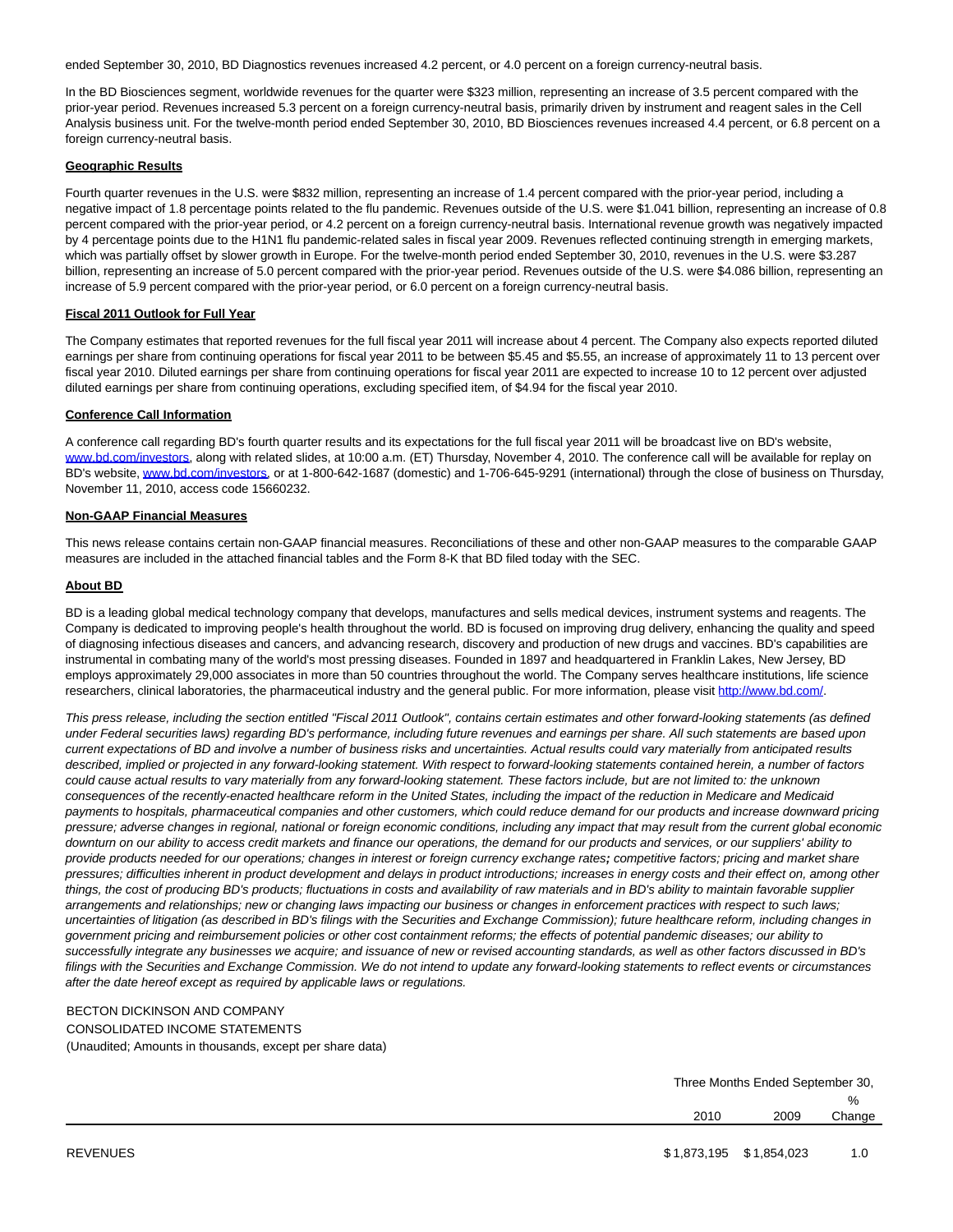ended September 30, 2010, BD Diagnostics revenues increased 4.2 percent, or 4.0 percent on a foreign currency-neutral basis.

In the BD Biosciences segment, worldwide revenues for the quarter were $323 million, representing an increase of 3.5 percent compared with the prior-year period. Revenues increased 5.3 percent on a foreign currency-neutral basis, primarily driven by instrument and reagent sales in the Cell Analysis business unit. For the twelve-month period ended September 30, 2010, BD Biosciences revenues increased 4.4 percent, or 6.8 percent on a foreign currency-neutral basis.

**Geographic Results**

Fourth quarter revenues in the U.S. were $832 million, representing an increase of 1.4 percent compared with the prior-year period, including a negative impact of 1.8 percentage points related to the flu pandemic. Revenues outside of the U.S. were $1.041 billion, representing an increase of 0.8 percent compared with the prior-year period, or 4.2 percent on a foreign currency-neutral basis. International revenue growth was negatively impacted by 4 percentage points due to the H1N1 flu pandemic-related sales in fiscal year 2009. Revenues reflected continuing strength in emerging markets, which was partially offset by slower growth in Europe. For the twelve-month period ended September 30, 2010, revenues in the U.S. were $3.287 billion, representing an increase of 5.0 percent compared with the prior-year period. Revenues outside of the U.S. were $4.086 billion, representing an increase of 5.9 percent compared with the prior-year period, or 6.0 percent on a foreign currency-neutral basis.

**Fiscal 2011 Outlook for Full Year**

The Company estimates that reported revenues for the full fiscal year 2011 will increase about 4 percent. The Company also expects reported diluted earnings per share from continuing operations for fiscal year 2011 to be between $5.45 and $5.55, an increase of approximately 11 to 13 percent over fiscal year 2010. Diluted earnings per share from continuing operations for fiscal year 2011 are expected to increase 10 to 12 percent over adjusted diluted earnings per share from continuing operations, excluding specified item, of $4.94 for the fiscal year 2010.

**Conference Call Information**

A conference call regarding BD's fourth quarter results and its expectations for the full fiscal year 2011 will be broadcast live on BD's website, www.bd.com/investors, along with related slides, at 10:00 a.m. (ET) Thursday, November 4, 2010. The conference call will be available for replay on BD's website, www.bd.com/investors, or at 1-800-642-1687 (domestic) and 1-706-645-9291 (international) through the close of business on Thursday, November 11, 2010, access code 15660232.

**Non-GAAP Financial Measures**

This news release contains certain non-GAAP financial measures. Reconciliations of these and other non-GAAP measures to the comparable GAAP measures are included in the attached financial tables and the Form 8-K that BD filed today with the SEC.

**About BD**

BD is a leading global medical technology company that develops, manufactures and sells medical devices, instrument systems and reagents. The Company is dedicated to improving people's health throughout the world. BD is focused on improving drug delivery, enhancing the quality and speed of diagnosing infectious diseases and cancers, and advancing research, discovery and production of new drugs and vaccines. BD's capabilities are instrumental in combating many of the world's most pressing diseases. Founded in 1897 and headquartered in Franklin Lakes, New Jersey, BD employs approximately 29,000 associates in more than 50 countries throughout the world. The Company serves healthcare institutions, life science researchers, clinical laboratories, the pharmaceutical industry and the general public. For more information, please visit http://www.bd.com/.

*This press release, including the section entitled "Fiscal 2011 Outlook", contains certain estimates and other forward-looking statements (as defined under Federal securities laws) regarding BD's performance, including future revenues and earnings per share. All such statements are based upon current expectations of BD and involve a number of business risks and uncertainties. Actual results could vary materially from anticipated results described, implied or projected in any forward-looking statement. With respect to forward-looking statements contained herein, a number of factors could cause actual results to vary materially from any forward-looking statement. These factors include, but are not limited to: the unknown consequences of the recently-enacted healthcare reform in the United States, including the impact of the reduction in Medicare and Medicaid payments to hospitals, pharmaceutical companies and other customers, which could reduce demand for our products and increase downward pricing pressure; adverse changes in regional, national or foreign economic conditions, including any impact that may result from the current global economic downturn on our ability to access credit markets and finance our operations, the demand for our products and services, or our suppliers' ability to provide products needed for our operations; changes in interest or foreign currency exchange rates; competitive factors; pricing and market share pressures; difficulties inherent in product development and delays in product introductions; increases in energy costs and their effect on, among other things, the cost of producing BD's products; fluctuations in costs and availability of raw materials and in BD's ability to maintain favorable supplier arrangements and relationships; new or changing laws impacting our business or changes in enforcement practices with respect to such laws; uncertainties of litigation (as described in BD's filings with the Securities and Exchange Commission); future healthcare reform, including changes in government pricing and reimbursement policies or other cost containment reforms; the effects of potential pandemic diseases; our ability to successfully integrate any businesses we acquire; and issuance of new or revised accounting standards, as well as other factors discussed in BD's filings with the Securities and Exchange Commission. We do not intend to update any forward-looking statements to reflect events or circumstances after the date hereof except as required by applicable laws or regulations.*

BECTON DICKINSON AND COMPANY
CONSOLIDATED INCOME STATEMENTS
(Unaudited; Amounts in thousands, except per share data)

| | Three Months Ended September 30, | | |
|---|---|---|---|
| | 2010 | 2009 | % Change |
| REVENUES | $1,873,195 | $1,854,023 | 1.0 |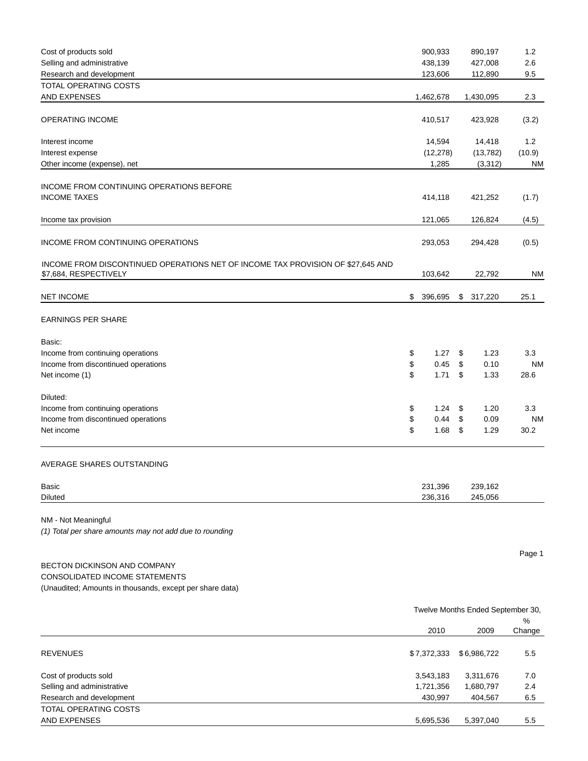| | | | |
|---|---|---|---|
| Cost of products sold | 900,933 | 890,197 | 1.2 |
| Selling and administrative | 438,139 | 427,008 | 2.6 |
| Research and development | 123,606 | 112,890 | 9.5 |
| TOTAL OPERATING COSTS AND EXPENSES | 1,462,678 | 1,430,095 | 2.3 |
| OPERATING INCOME | 410,517 | 423,928 | (3.2) |
| Interest income | 14,594 | 14,418 | 1.2 |
| Interest expense | (12,278) | (13,782) | (10.9) |
| Other income (expense), net | 1,285 | (3,312) | NM |
| INCOME FROM CONTINUING OPERATIONS BEFORE INCOME TAXES | 414,118 | 421,252 | (1.7) |
| Income tax provision | 121,065 | 126,824 | (4.5) |
| INCOME FROM CONTINUING OPERATIONS | 293,053 | 294,428 | (0.5) |
| INCOME FROM DISCONTINUED OPERATIONS NET OF INCOME TAX PROVISION OF $27,645 AND $7,684, RESPECTIVELY | 103,642 | 22,792 | NM |
| NET INCOME | $ 396,695 | $ 317,220 | 25.1 |
| EARNINGS PER SHARE | | | |
| Basic: | | | |
| Income from continuing operations | $ 1.27 | $ 1.23 | 3.3 |
| Income from discontinued operations | $ 0.45 | $ 0.10 | NM |
| Net income (1) | $ 1.71 | $ 1.33 | 28.6 |
| Diluted: | | | |
| Income from continuing operations | $ 1.24 | $ 1.20 | 3.3 |
| Income from discontinued operations | $ 0.44 | $ 0.09 | NM |
| Net income | $ 1.68 | $ 1.29 | 30.2 |
| AVERAGE SHARES OUTSTANDING | | | |
| Basic | 231,396 | 239,162 | |
| Diluted | 236,316 | 245,056 | |

NM - Not Meaningful

*(1) Total per share amounts may not add due to rounding*

BECTON DICKINSON AND COMPANY
CONSOLIDATED INCOME STATEMENTS
(Unaudited; Amounts in thousands, except per share data)

| | Twelve Months Ended September 30, | | |
|---|---|---|---|
| | 2010 | 2009 | % Change |
| REVENUES | $7,372,333 | $6,986,722 | 5.5 |
| Cost of products sold | 3,543,183 | 3,311,676 | 7.0 |
| Selling and administrative | 1,721,356 | 1,680,797 | 2.4 |
| Research and development | 430,997 | 404,567 | 6.5 |
| TOTAL OPERATING COSTS AND EXPENSES | 5,695,536 | 5,397,040 | 5.5 |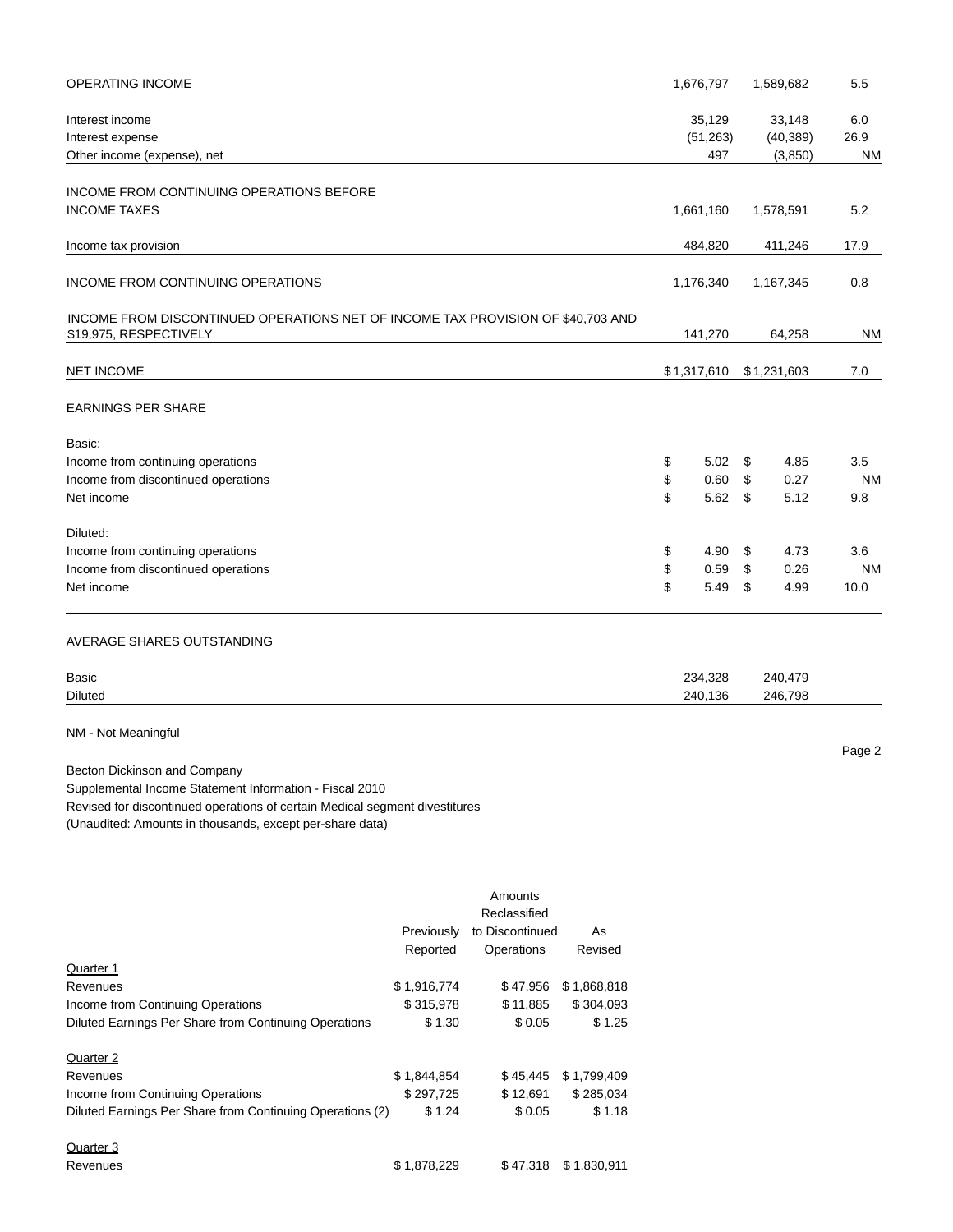| | | | |
|---|---|---|---|
| OPERATING INCOME | 1,676,797 | 1,589,682 | 5.5 |
| Interest income | 35,129 | 33,148 | 6.0 |
| Interest expense | (51,263) | (40,389) | 26.9 |
| Other income (expense), net | 497 | (3,850) | NM |
| INCOME FROM CONTINUING OPERATIONS BEFORE INCOME TAXES | 1,661,160 | 1,578,591 | 5.2 |
| Income tax provision | 484,820 | 411,246 | 17.9 |
| INCOME FROM CONTINUING OPERATIONS | 1,176,340 | 1,167,345 | 0.8 |
| INCOME FROM DISCONTINUED OPERATIONS NET OF INCOME TAX PROVISION OF $40,703 AND $19,975, RESPECTIVELY | 141,270 | 64,258 | NM |
| NET INCOME | $1,317,610 | $1,231,603 | 7.0 |
| EARNINGS PER SHARE | | | |
| Basic: | | | |
| Income from continuing operations | $ 5.02 | $ 4.85 | 3.5 |
| Income from discontinued operations | $ 0.60 | $ 0.27 | NM |
| Net income | $ 5.62 | $ 5.12 | 9.8 |
| Diluted: | | | |
| Income from continuing operations | $ 4.90 | $ 4.73 | 3.6 |
| Income from discontinued operations | $ 0.59 | $ 0.26 | NM |
| Net income | $ 5.49 | $ 4.99 | 10.0 |
| AVERAGE SHARES OUTSTANDING | | | |
| Basic | 234,328 | 240,479 | |
| Diluted | 240,136 | 246,798 | |

NM - Not Meaningful

Becton Dickinson and Company
Supplemental Income Statement Information - Fiscal 2010
Revised for discontinued operations of certain Medical segment divestitures
(Unaudited: Amounts in thousands, except per-share data)

| | Previously Reported | Amounts Reclassified to Discontinued Operations | As Revised |
|---|---|---|---|
| Quarter 1 | | | |
| Revenues | $ 1,916,774 | $ 47,956 | $ 1,868,818 |
| Income from Continuing Operations | $ 315,978 | $ 11,885 | $ 304,093 |
| Diluted Earnings Per Share from Continuing Operations | $ 1.30 | $ 0.05 | $ 1.25 |
| Quarter 2 | | | |
| Revenues | $ 1,844,854 | $ 45,445 | $ 1,799,409 |
| Income from Continuing Operations | $ 297,725 | $ 12,691 | $ 285,034 |
| Diluted Earnings Per Share from Continuing Operations (2) | $ 1.24 | $ 0.05 | $ 1.18 |
| Quarter 3 | | | |
| Revenues | $ 1,878,229 | $ 47,318 | $ 1,830,911 |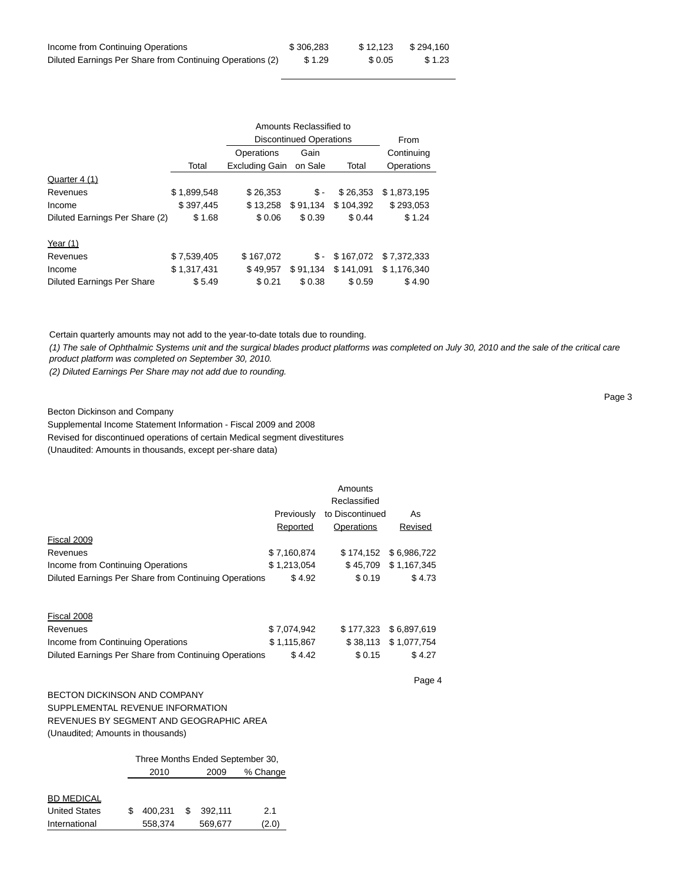| | | | |
|---|---|---|---|
| Income from Continuing Operations | $ 306,283 | $ 12,123 | $ 294,160 |
| Diluted Earnings Per Share from Continuing Operations (2) | $ 1.29 | $ 0.05 | $ 1.23 |

| | | Amounts Reclassified to Discontinued Operations | | | From |
|---|---|---|---|---|---|
| | Total | Operations Excluding Gain | Gain on Sale | Total | Continuing Operations |
| Quarter 4 (1) | | | | | |
| Revenues | $ 1,899,548 | $ 26,353 | $ - | $ 26,353 | $ 1,873,195 |
| Income | $ 397,445 | $ 13,258 | $ 91,134 | $ 104,392 | $ 293,053 |
| Diluted Earnings Per Share (2) | $ 1.68 | $ 0.06 | $ 0.39 | $ 0.44 | $ 1.24 |
| Year (1) | | | | | |
| Revenues | $ 7,539,405 | $ 167,072 | $ - | $ 167,072 | $ 7,372,333 |
| Income | $ 1,317,431 | $ 49,957 | $ 91,134 | $ 141,091 | $ 1,176,340 |
| Diluted Earnings Per Share | $ 5.49 | $ 0.21 | $ 0.38 | $ 0.59 | $ 4.90 |

Certain quarterly amounts may not add to the year-to-date totals due to rounding.

*(1) The sale of Ophthalmic Systems unit and the surgical blades product platforms was completed on July 30, 2010 and the sale of the critical care product platform was completed on September 30, 2010.*

*(2) Diluted Earnings Per Share may not add due to rounding.*

Becton Dickinson and Company
Supplemental Income Statement Information - Fiscal 2009 and 2008
Revised for discontinued operations of certain Medical segment divestitures
(Unaudited: Amounts in thousands, except per-share data)

| | Previously Reported | Amounts Reclassified to Discontinued Operations | As Revised |
|---|---|---|---|
| Fiscal 2009 | | | |
| Revenues | $ 7,160,874 | $ 174,152 | $ 6,986,722 |
| Income from Continuing Operations | $ 1,213,054 | $ 45,709 | $ 1,167,345 |
| Diluted Earnings Per Share from Continuing Operations | $ 4.92 | $ 0.19 | $ 4.73 |
| Fiscal 2008 | | | |
| Revenues | $ 7,074,942 | $ 177,323 | $ 6,897,619 |
| Income from Continuing Operations | $ 1,115,867 | $ 38,113 | $ 1,077,754 |
| Diluted Earnings Per Share from Continuing Operations | $ 4.42 | $ 0.15 | $ 4.27 |

BECTON DICKINSON AND COMPANY
SUPPLEMENTAL REVENUE INFORMATION
REVENUES BY SEGMENT AND GEOGRAPHIC AREA
(Unaudited; Amounts in thousands)

| | Three Months Ended September 30, | | |
|---|---|---|---|
| | 2010 | 2009 | % Change |
| BD MEDICAL | | | |
| United States | $ 400,231 | $ 392,111 | 2.1 |
| International | 558,374 | 569,677 | (2.0) |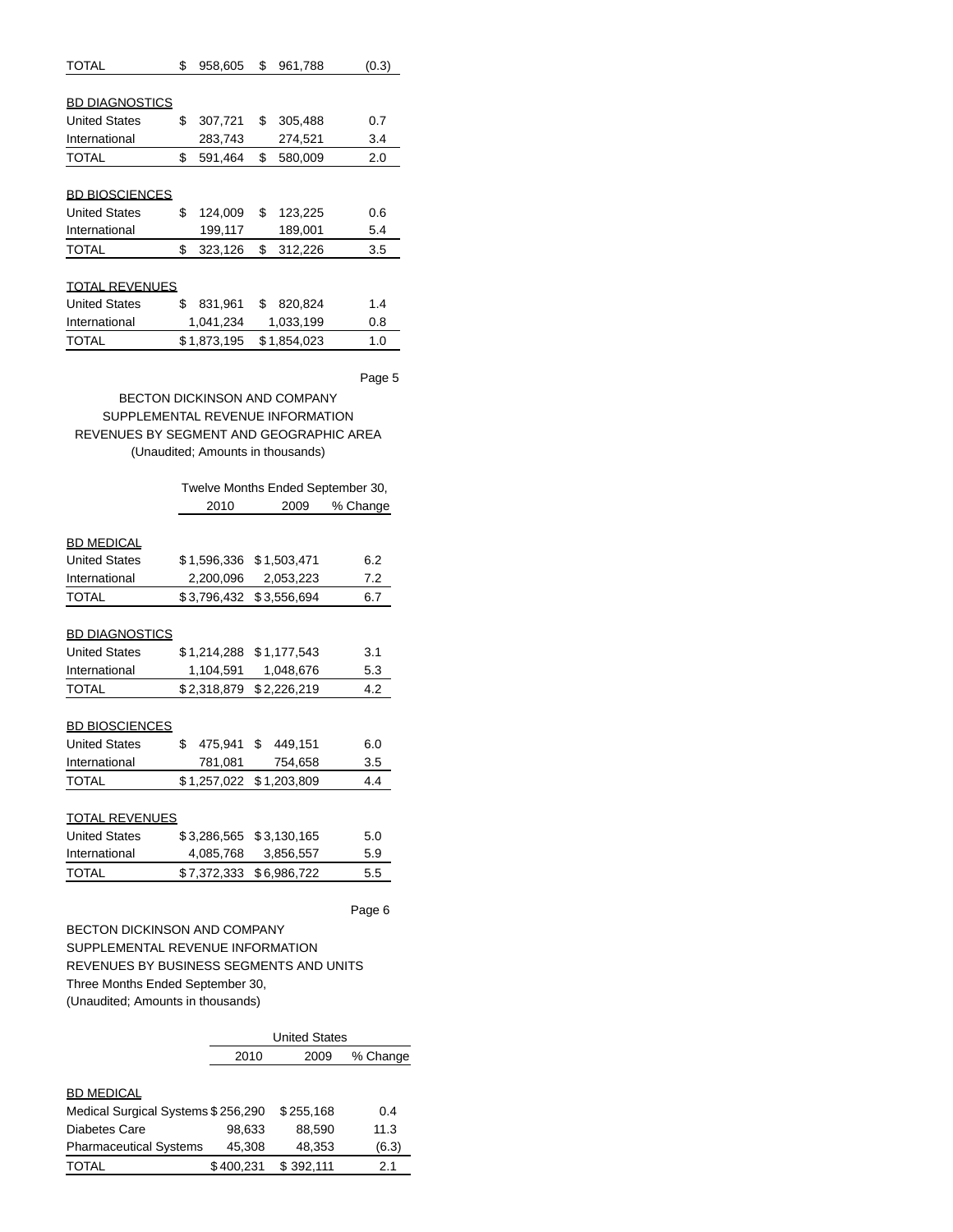| | | | |
|---|---|---|---|
| TOTAL | $ 958,605 | $ 961,788 | (0.3) |
| | | | |
| BD DIAGNOSTICS | | | |
| United States | $ 307,721 | $ 305,488 | 0.7 |
| International | 283,743 | 274,521 | 3.4 |
| TOTAL | $ 591,464 | $ 580,009 | 2.0 |
| | | | |
| BD BIOSCIENCES | | | |
| United States | $ 124,009 | $ 123,225 | 0.6 |
| International | 199,117 | 189,001 | 5.4 |
| TOTAL | $ 323,126 | $ 312,226 | 3.5 |
| | | | |
| TOTAL REVENUES | | | |
| United States | $ 831,961 | $ 820,824 | 1.4 |
| International | 1,041,234 | 1,033,199 | 0.8 |
| TOTAL | $ 1,873,195 | $ 1,854,023 | 1.0 |

Page 5

BECTON DICKINSON AND COMPANY
SUPPLEMENTAL REVENUE INFORMATION
REVENUES BY SEGMENT AND GEOGRAPHIC AREA
(Unaudited; Amounts in thousands)

| | Twelve Months Ended September 30, | | |
|---|---|---|---|
| | 2010 | 2009 | % Change |
| BD MEDICAL | | | |
| United States | $ 1,596,336 | $ 1,503,471 | 6.2 |
| International | 2,200,096 | 2,053,223 | 7.2 |
| TOTAL | $ 3,796,432 | $ 3,556,694 | 6.7 |
| | | | |
| BD DIAGNOSTICS | | | |
| United States | $ 1,214,288 | $ 1,177,543 | 3.1 |
| International | 1,104,591 | 1,048,676 | 5.3 |
| TOTAL | $ 2,318,879 | $ 2,226,219 | 4.2 |
| | | | |
| BD BIOSCIENCES | | | |
| United States | $ 475,941 | $ 449,151 | 6.0 |
| International | 781,081 | 754,658 | 3.5 |
| TOTAL | $ 1,257,022 | $ 1,203,809 | 4.4 |
| | | | |
| TOTAL REVENUES | | | |
| United States | $ 3,286,565 | $ 3,130,165 | 5.0 |
| International | 4,085,768 | 3,856,557 | 5.9 |
| TOTAL | $ 7,372,333 | $ 6,986,722 | 5.5 |

Page 6

BECTON DICKINSON AND COMPANY
SUPPLEMENTAL REVENUE INFORMATION
REVENUES BY BUSINESS SEGMENTS AND UNITS
Three Months Ended September 30,
(Unaudited; Amounts in thousands)

| | United States | | |
|---|---|---|---|
| | 2010 | 2009 | % Change |
| BD MEDICAL | | | |
| Medical Surgical Systems | $ 256,290 | $ 255,168 | 0.4 |
| Diabetes Care | 98,633 | 88,590 | 11.3 |
| Pharmaceutical Systems | 45,308 | 48,353 | (6.3) |
| TOTAL | $ 400,231 | $ 392,111 | 2.1 |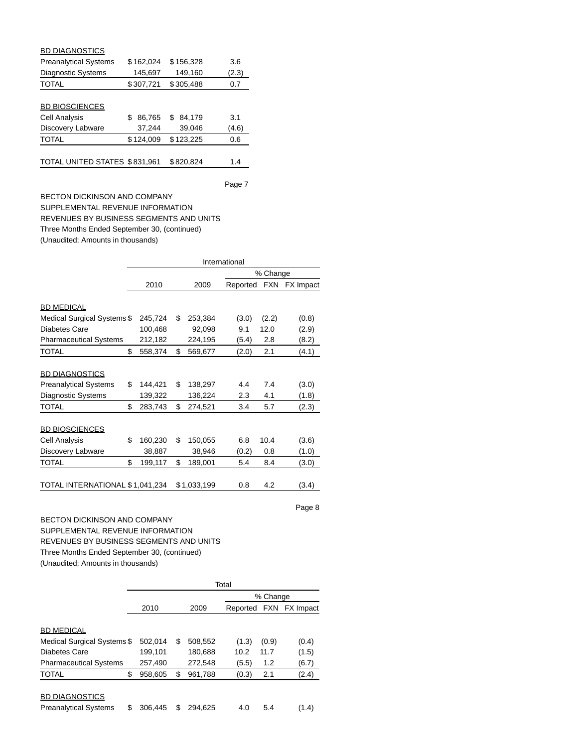| | 2010 | 2009 | % Change |
|---|---|---|---|
| BD DIAGNOSTICS | | | |
| Preanalytical Systems | $162,024 | $156,328 | 3.6 |
| Diagnostic Systems | 145,697 | 149,160 | (2.3) |
| TOTAL | $307,721 | $305,488 | 0.7 |
| | | | |
| BD BIOSCIENCES | | | |
| Cell Analysis | $ 86,765 | $ 84,179 | 3.1 |
| Discovery Labware | 37,244 | 39,046 | (4.6) |
| TOTAL | $124,009 | $123,225 | 0.6 |
| | | | |
| TOTAL UNITED STATES | $831,961 | $820,824 | 1.4 |

BECTON DICKINSON AND COMPANY
SUPPLEMENTAL REVENUE INFORMATION
REVENUES BY BUSINESS SEGMENTS AND UNITS
Three Months Ended September 30, (continued)
(Unaudited; Amounts in thousands)

| | International | | | | |
|---|---|---|---|---|---|
| | | | % Change | | |
| | 2010 | 2009 | Reported | FXN | FX Impact |
| BD MEDICAL | | | | | |
| Medical Surgical Systems | $ 245,724 | $ 253,384 | (3.0) | (2.2) | (0.8) |
| Diabetes Care | 100,468 | 92,098 | 9.1 | 12.0 | (2.9) |
| Pharmaceutical Systems | 212,182 | 224,195 | (5.4) | 2.8 | (8.2) |
| TOTAL | $ 558,374 | $ 569,677 | (2.0) | 2.1 | (4.1) |
| | | | | | |
| BD DIAGNOSTICS | | | | | |
| Preanalytical Systems | $ 144,421 | $ 138,297 | 4.4 | 7.4 | (3.0) |
| Diagnostic Systems | 139,322 | 136,224 | 2.3 | 4.1 | (1.8) |
| TOTAL | $ 283,743 | $ 274,521 | 3.4 | 5.7 | (2.3) |
| | | | | | |
| BD BIOSCIENCES | | | | | |
| Cell Analysis | $ 160,230 | $ 150,055 | 6.8 | 10.4 | (3.6) |
| Discovery Labware | 38,887 | 38,946 | (0.2) | 0.8 | (1.0) |
| TOTAL | $ 199,117 | $ 189,001 | 5.4 | 8.4 | (3.0) |
| | | | | | |
| TOTAL INTERNATIONAL | $1,041,234 | $1,033,199 | 0.8 | 4.2 | (3.4) |

BECTON DICKINSON AND COMPANY
SUPPLEMENTAL REVENUE INFORMATION
REVENUES BY BUSINESS SEGMENTS AND UNITS
Three Months Ended September 30, (continued)
(Unaudited; Amounts in thousands)

| | Total | | | | |
|---|---|---|---|---|---|
| | | | % Change | | |
| | 2010 | 2009 | Reported | FXN | FX Impact |
| BD MEDICAL | | | | | |
| Medical Surgical Systems | $ 502,014 | $ 508,552 | (1.3) | (0.9) | (0.4) |
| Diabetes Care | 199,101 | 180,688 | 10.2 | 11.7 | (1.5) |
| Pharmaceutical Systems | 257,490 | 272,548 | (5.5) | 1.2 | (6.7) |
| TOTAL | $ 958,605 | $ 961,788 | (0.3) | 2.1 | (2.4) |
| | | | | | |
| BD DIAGNOSTICS | | | | | |
| Preanalytical Systems | $ 306,445 | $ 294,625 | 4.0 | 5.4 | (1.4) |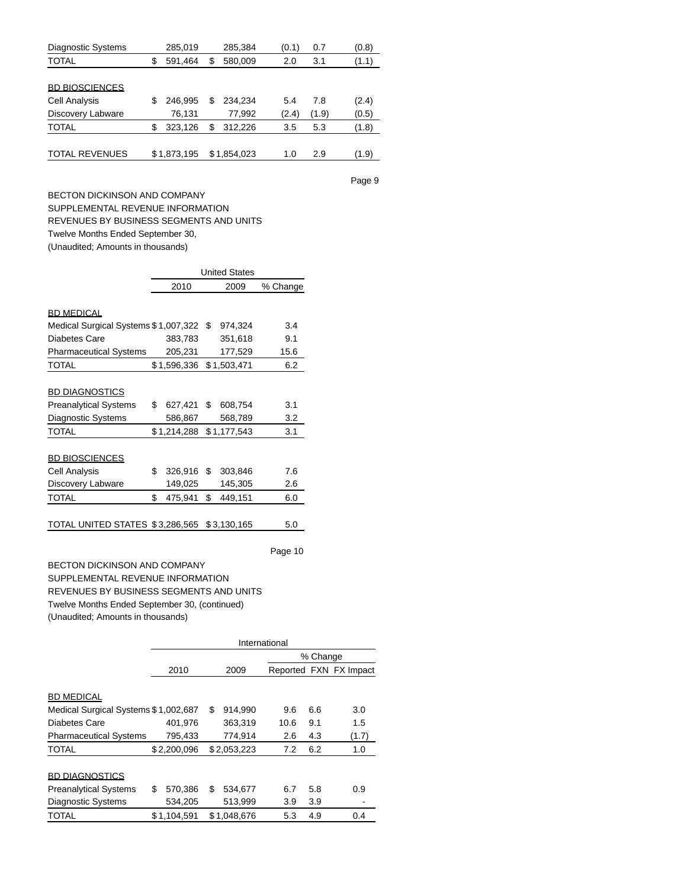| | 2010 | 2009 | Reported | FXN | FX Impact |
|---|---|---|---|---|---|
| Diagnostic Systems | 285,019 | 285,384 | (0.1) | 0.7 | (0.8) |
| TOTAL | $ 591,464 | $ 580,009 | 2.0 | 3.1 | (1.1) |
| | | | | | |
| BD BIOSCIENCES | | | | | |
| Cell Analysis | $ 246,995 | $ 234,234 | 5.4 | 7.8 | (2.4) |
| Discovery Labware | 76,131 | 77,992 | (2.4) | (1.9) | (0.5) |
| TOTAL | $ 323,126 | $ 312,226 | 3.5 | 5.3 | (1.8) |
| | | | | | |
| TOTAL REVENUES | $1,873,195 | $1,854,023 | 1.0 | 2.9 | (1.9) |

BECTON DICKINSON AND COMPANY
SUPPLEMENTAL REVENUE INFORMATION
REVENUES BY BUSINESS SEGMENTS AND UNITS
Twelve Months Ended September 30,
(Unaudited; Amounts in thousands)

| | United States | | |
|---|---|---|---|
| | 2010 | 2009 | % Change |
| BD MEDICAL | | | |
| Medical Surgical Systems | $1,007,322 | $ 974,324 | 3.4 |
| Diabetes Care | 383,783 | 351,618 | 9.1 |
| Pharmaceutical Systems | 205,231 | 177,529 | 15.6 |
| TOTAL | $1,596,336 | $1,503,471 | 6.2 |
| | | | |
| BD DIAGNOSTICS | | | |
| Preanalytical Systems | $ 627,421 | $ 608,754 | 3.1 |
| Diagnostic Systems | 586,867 | 568,789 | 3.2 |
| TOTAL | $1,214,288 | $1,177,543 | 3.1 |
| | | | |
| BD BIOSCIENCES | | | |
| Cell Analysis | $ 326,916 | $ 303,846 | 7.6 |
| Discovery Labware | 149,025 | 145,305 | 2.6 |
| TOTAL | $ 475,941 | $ 449,151 | 6.0 |
| | | | |
| TOTAL UNITED STATES | $3,286,565 | $3,130,165 | 5.0 |

BECTON DICKINSON AND COMPANY
SUPPLEMENTAL REVENUE INFORMATION
REVENUES BY BUSINESS SEGMENTS AND UNITS
Twelve Months Ended September 30, (continued)
(Unaudited; Amounts in thousands)

| | International | | | | |
|---|---|---|---|---|---|
| | | | % Change | | |
| | 2010 | 2009 | Reported | FXN | FX Impact |
| BD MEDICAL | | | | | |
| Medical Surgical Systems | $1,002,687 | $ 914,990 | 9.6 | 6.6 | 3.0 |
| Diabetes Care | 401,976 | 363,319 | 10.6 | 9.1 | 1.5 |
| Pharmaceutical Systems | 795,433 | 774,914 | 2.6 | 4.3 | (1.7) |
| TOTAL | $2,200,096 | $2,053,223 | 7.2 | 6.2 | 1.0 |
| | | | | | |
| BD DIAGNOSTICS | | | | | |
| Preanalytical Systems | $ 570,386 | $ 534,677 | 6.7 | 5.8 | 0.9 |
| Diagnostic Systems | 534,205 | 513,999 | 3.9 | 3.9 | - |
| TOTAL | $1,104,591 | $1,048,676 | 5.3 | 4.9 | 0.4 |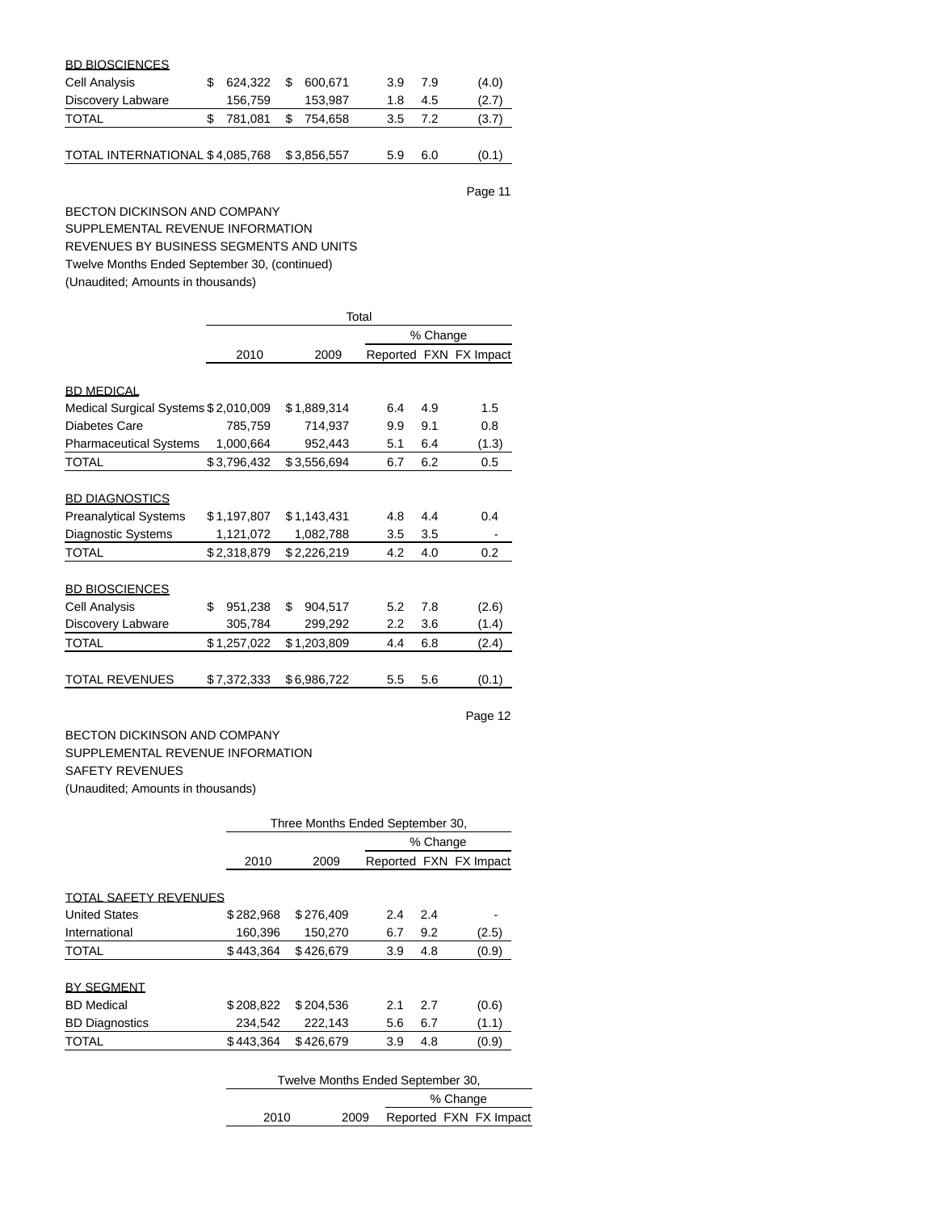| | | | Reported | FXN | FX Impact |
|---|---|---|---|---|---|
| BD BIOSCIENCES | | | | | |
| Cell Analysis | $ 624,322 | $ 600,671 | 3.9 | 7.9 | (4.0) |
| Discovery Labware | 156,759 | 153,987 | 1.8 | 4.5 | (2.7) |
| TOTAL | $ 781,081 | $ 754,658 | 3.5 | 7.2 | (3.7) |
| | | | | | |
| TOTAL INTERNATIONAL | $ 4,085,768 | $ 3,856,557 | 5.9 | 6.0 | (0.1) |

BECTON DICKINSON AND COMPANY
SUPPLEMENTAL REVENUE INFORMATION
REVENUES BY BUSINESS SEGMENTS AND UNITS
Twelve Months Ended September 30, (continued)
(Unaudited; Amounts in thousands)

| | Total | | | | |
|---|---|---|---|---|---|
| | | | % Change | | |
| | 2010 | 2009 | Reported | FXN | FX Impact |
| BD MEDICAL | | | | | |
| Medical Surgical Systems | $ 2,010,009 | $ 1,889,314 | 6.4 | 4.9 | 1.5 |
| Diabetes Care | 785,759 | 714,937 | 9.9 | 9.1 | 0.8 |
| Pharmaceutical Systems | 1,000,664 | 952,443 | 5.1 | 6.4 | (1.3) |
| TOTAL | $ 3,796,432 | $ 3,556,694 | 6.7 | 6.2 | 0.5 |
| | | | | | |
| BD DIAGNOSTICS | | | | | |
| Preanalytical Systems | $ 1,197,807 | $ 1,143,431 | 4.8 | 4.4 | 0.4 |
| Diagnostic Systems | 1,121,072 | 1,082,788 | 3.5 | 3.5 | - |
| TOTAL | $ 2,318,879 | $ 2,226,219 | 4.2 | 4.0 | 0.2 |
| | | | | | |
| BD BIOSCIENCES | | | | | |
| Cell Analysis | $ 951,238 | $ 904,517 | 5.2 | 7.8 | (2.6) |
| Discovery Labware | 305,784 | 299,292 | 2.2 | 3.6 | (1.4) |
| TOTAL | $ 1,257,022 | $ 1,203,809 | 4.4 | 6.8 | (2.4) |
| | | | | | |
| TOTAL REVENUES | $ 7,372,333 | $ 6,986,722 | 5.5 | 5.6 | (0.1) |

BECTON DICKINSON AND COMPANY
SUPPLEMENTAL REVENUE INFORMATION
SAFETY REVENUES
(Unaudited; Amounts in thousands)

| | Three Months Ended September 30, | | | | |
|---|---|---|---|---|---|
| | | | % Change | | |
| | 2010 | 2009 | Reported | FXN | FX Impact |
| TOTAL SAFETY REVENUES | | | | | |
| United States | $ 282,968 | $ 276,409 | 2.4 | 2.4 | - |
| International | 160,396 | 150,270 | 6.7 | 9.2 | (2.5) |
| TOTAL | $ 443,364 | $ 426,679 | 3.9 | 4.8 | (0.9) |
| | | | | | |
| BY SEGMENT | | | | | |
| BD Medical | $ 208,822 | $ 204,536 | 2.1 | 2.7 | (0.6) |
| BD Diagnostics | 234,542 | 222,143 | 5.6 | 6.7 | (1.1) |
| TOTAL | $ 443,364 | $ 426,679 | 3.9 | 4.8 | (0.9) |

| | Twelve Months Ended September 30, | | | | |
|---|---|---|---|---|---|
| | | | % Change | | |
| | 2010 | 2009 | Reported | FXN | FX Impact |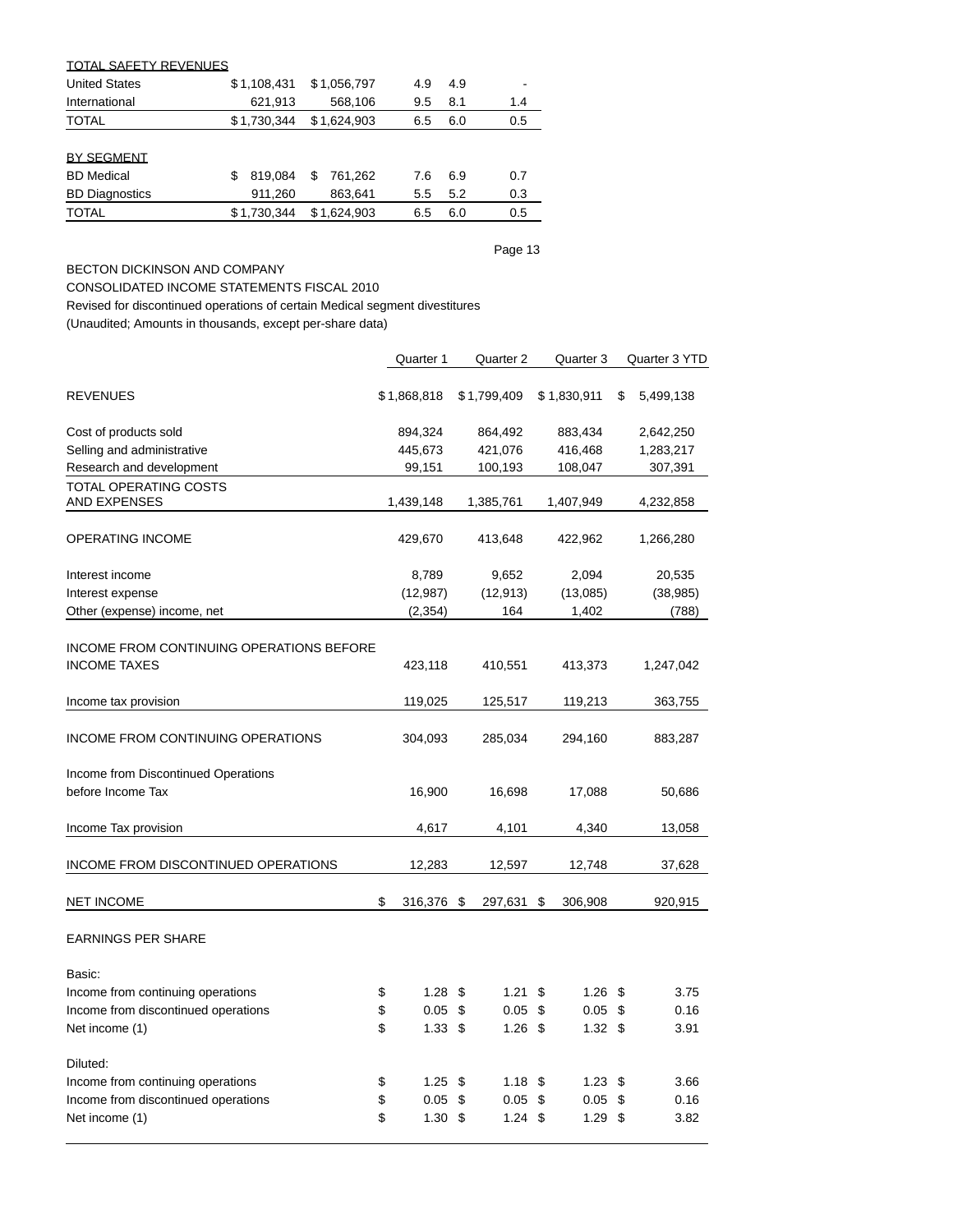TOTAL SAFETY REVENUES

| | | | | | |
|---|---|---|---|---|---|
| United States | $ 1,108,431 | $ 1,056,797 | 4.9 | 4.9 | - |
| International | 621,913 | 568,106 | 9.5 | 8.1 | 1.4 |
| TOTAL | $ 1,730,344 | $ 1,624,903 | 6.5 | 6.0 | 0.5 |
| | | | | | |
| BY SEGMENT | | | | | |
| BD Medical | $ 819,084 | $ 761,262 | 7.6 | 6.9 | 0.7 |
| BD Diagnostics | 911,260 | 863,641 | 5.5 | 5.2 | 0.3 |
| TOTAL | $ 1,730,344 | $ 1,624,903 | 6.5 | 6.0 | 0.5 |

BECTON DICKINSON AND COMPANY

CONSOLIDATED INCOME STATEMENTS FISCAL 2010

Revised for discontinued operations of certain Medical segment divestitures

(Unaudited; Amounts in thousands, except per-share data)

| | Quarter 1 | Quarter 2 | Quarter 3 | Quarter 3 YTD |
|---|---|---|---|---|
| REVENUES | $ 1,868,818 | $ 1,799,409 | $ 1,830,911 | $ 5,499,138 |
| Cost of products sold | 894,324 | 864,492 | 883,434 | 2,642,250 |
| Selling and administrative | 445,673 | 421,076 | 416,468 | 1,283,217 |
| Research and development | 99,151 | 100,193 | 108,047 | 307,391 |
| TOTAL OPERATING COSTS AND EXPENSES | 1,439,148 | 1,385,761 | 1,407,949 | 4,232,858 |
| OPERATING INCOME | 429,670 | 413,648 | 422,962 | 1,266,280 |
| Interest income | 8,789 | 9,652 | 2,094 | 20,535 |
| Interest expense | (12,987) | (12,913) | (13,085) | (38,985) |
| Other (expense) income, net | (2,354) | 164 | 1,402 | (788) |
| INCOME FROM CONTINUING OPERATIONS BEFORE INCOME TAXES | 423,118 | 410,551 | 413,373 | 1,247,042 |
| Income tax provision | 119,025 | 125,517 | 119,213 | 363,755 |
| INCOME FROM CONTINUING OPERATIONS | 304,093 | 285,034 | 294,160 | 883,287 |
| Income from Discontinued Operations before Income Tax | 16,900 | 16,698 | 17,088 | 50,686 |
| Income Tax provision | 4,617 | 4,101 | 4,340 | 13,058 |
| INCOME FROM DISCONTINUED OPERATIONS | 12,283 | 12,597 | 12,748 | 37,628 |
| NET INCOME | $ 316,376 | $ 297,631 | $ 306,908 | 920,915 |
| EARNINGS PER SHARE | | | | |
| Basic: | | | | |
| Income from continuing operations | $ 1.28 | $ 1.21 | $ 1.26 | $ 3.75 |
| Income from discontinued operations | $ 0.05 | $ 0.05 | $ 0.05 | $ 0.16 |
| Net income (1) | $ 1.33 | $ 1.26 | $ 1.32 | $ 3.91 |
| Diluted: | | | | |
| Income from continuing operations | $ 1.25 | $ 1.18 | $ 1.23 | $ 3.66 |
| Income from discontinued operations | $ 0.05 | $ 0.05 | $ 0.05 | $ 0.16 |
| Net income (1) | $ 1.30 | $ 1.24 | $ 1.29 | $ 3.82 |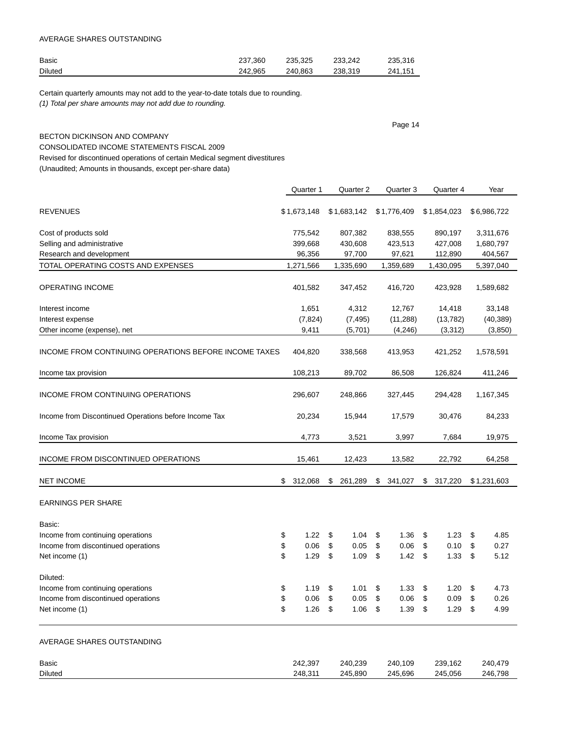AVERAGE SHARES OUTSTANDING

| | | | | |
|---|---|---|---|---|
| Basic | 237,360 | 235,325 | 233,242 | 235,316 |
| Diluted | 242,965 | 240,863 | 238,319 | 241,151 |

Certain quarterly amounts may not add to the year-to-date totals due to rounding.

*(1) Total per share amounts may not add due to rounding.*

BECTON DICKINSON AND COMPANY

CONSOLIDATED INCOME STATEMENTS FISCAL 2009

Revised for discontinued operations of certain Medical segment divestitures

(Unaudited; Amounts in thousands, except per-share data)

| | Quarter 1 | Quarter 2 | Quarter 3 | Quarter 4 | Year |
|---|---|---|---|---|---|
| REVENUES | $1,673,148 | $1,683,142 | $1,776,409 | $1,854,023 | $6,986,722 |
| Cost of products sold | 775,542 | 807,382 | 838,555 | 890,197 | 3,311,676 |
| Selling and administrative | 399,668 | 430,608 | 423,513 | 427,008 | 1,680,797 |
| Research and development | 96,356 | 97,700 | 97,621 | 112,890 | 404,567 |
| TOTAL OPERATING COSTS AND EXPENSES | 1,271,566 | 1,335,690 | 1,359,689 | 1,430,095 | 5,397,040 |
| OPERATING INCOME | 401,582 | 347,452 | 416,720 | 423,928 | 1,589,682 |
| Interest income | 1,651 | 4,312 | 12,767 | 14,418 | 33,148 |
| Interest expense | (7,824) | (7,495) | (11,288) | (13,782) | (40,389) |
| Other income (expense), net | 9,411 | (5,701) | (4,246) | (3,312) | (3,850) |
| INCOME FROM CONTINUING OPERATIONS BEFORE INCOME TAXES | 404,820 | 338,568 | 413,953 | 421,252 | 1,578,591 |
| Income tax provision | 108,213 | 89,702 | 86,508 | 126,824 | 411,246 |
| INCOME FROM CONTINUING OPERATIONS | 296,607 | 248,866 | 327,445 | 294,428 | 1,167,345 |
| Income from Discontinued Operations before Income Tax | 20,234 | 15,944 | 17,579 | 30,476 | 84,233 |
| Income Tax provision | 4,773 | 3,521 | 3,997 | 7,684 | 19,975 |
| INCOME FROM DISCONTINUED OPERATIONS | 15,461 | 12,423 | 13,582 | 22,792 | 64,258 |
| NET INCOME | $ 312,068 | $ 261,289 | $ 341,027 | $ 317,220 | $1,231,603 |
| EARNINGS PER SHARE | | | | | |
| Basic: | | | | | |
| Income from continuing operations | $ 1.22 | $ 1.04 | $ 1.36 | $ 1.23 | $ 4.85 |
| Income from discontinued operations | $ 0.06 | $ 0.05 | $ 0.06 | $ 0.10 | $ 0.27 |
| Net income (1) | $ 1.29 | $ 1.09 | $ 1.42 | $ 1.33 | $ 5.12 |
| Diluted: | | | | | |
| Income from continuing operations | $ 1.19 | $ 1.01 | $ 1.33 | $ 1.20 | $ 4.73 |
| Income from discontinued operations | $ 0.06 | $ 0.05 | $ 0.06 | $ 0.09 | $ 0.26 |
| Net income (1) | $ 1.26 | $ 1.06 | $ 1.39 | $ 1.29 | $ 4.99 |
| AVERAGE SHARES OUTSTANDING | | | | | |
| Basic | 242,397 | 240,239 | 240,109 | 239,162 | 240,479 |
| Diluted | 248,311 | 245,890 | 245,696 | 245,056 | 246,798 |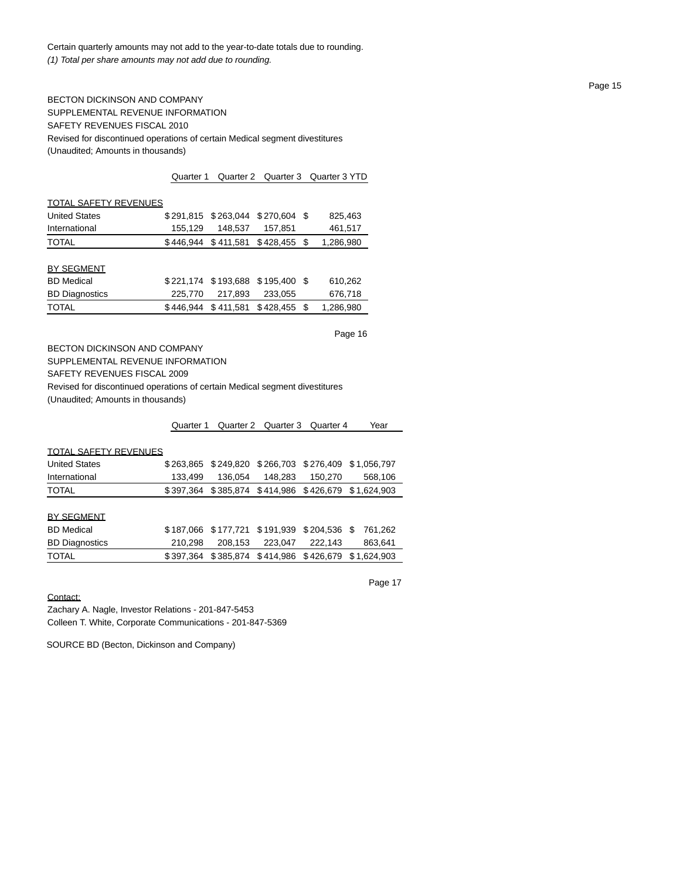Certain quarterly amounts may not add to the year-to-date totals due to rounding.

*(1) Total per share amounts may not add due to rounding.*

BECTON DICKINSON AND COMPANY
SUPPLEMENTAL REVENUE INFORMATION
SAFETY REVENUES FISCAL 2010
Revised for discontinued operations of certain Medical segment divestitures
(Unaudited; Amounts in thousands)

| | Quarter 1 | Quarter 2 | Quarter 3 | Quarter 3 YTD |
|---|---|---|---|---|
| TOTAL SAFETY REVENUES | | | | |
| United States | $ 291,815 | $ 263,044 | $ 270,604 | $ 825,463 |
| International | 155,129 | 148,537 | 157,851 | 461,517 |
| TOTAL | $ 446,944 | $ 411,581 | $ 428,455 | $ 1,286,980 |
| | | | | |
| BY SEGMENT | | | | |
| BD Medical | $ 221,174 | $ 193,688 | $ 195,400 | $ 610,262 |
| BD Diagnostics | 225,770 | 217,893 | 233,055 | 676,718 |
| TOTAL | $ 446,944 | $ 411,581 | $ 428,455 | $ 1,286,980 |

BECTON DICKINSON AND COMPANY
SUPPLEMENTAL REVENUE INFORMATION
SAFETY REVENUES FISCAL 2009
Revised for discontinued operations of certain Medical segment divestitures
(Unaudited; Amounts in thousands)

| | Quarter 1 | Quarter 2 | Quarter 3 | Quarter 4 | Year |
|---|---|---|---|---|---|
| TOTAL SAFETY REVENUES | | | | | |
| United States | $ 263,865 | $ 249,820 | $ 266,703 | $ 276,409 | $ 1,056,797 |
| International | 133,499 | 136,054 | 148,283 | 150,270 | 568,106 |
| TOTAL | $ 397,364 | $ 385,874 | $ 414,986 | $ 426,679 | $ 1,624,903 |
| | | | | | |
| BY SEGMENT | | | | | |
| BD Medical | $ 187,066 | $ 177,721 | $ 191,939 | $ 204,536 | $ 761,262 |
| BD Diagnostics | 210,298 | 208,153 | 223,047 | 222,143 | 863,641 |
| TOTAL | $ 397,364 | $ 385,874 | $ 414,986 | $ 426,679 | $ 1,624,903 |

Contact:
Zachary A. Nagle, Investor Relations - 201-847-5453
Colleen T. White, Corporate Communications - 201-847-5369

SOURCE BD (Becton, Dickinson and Company)